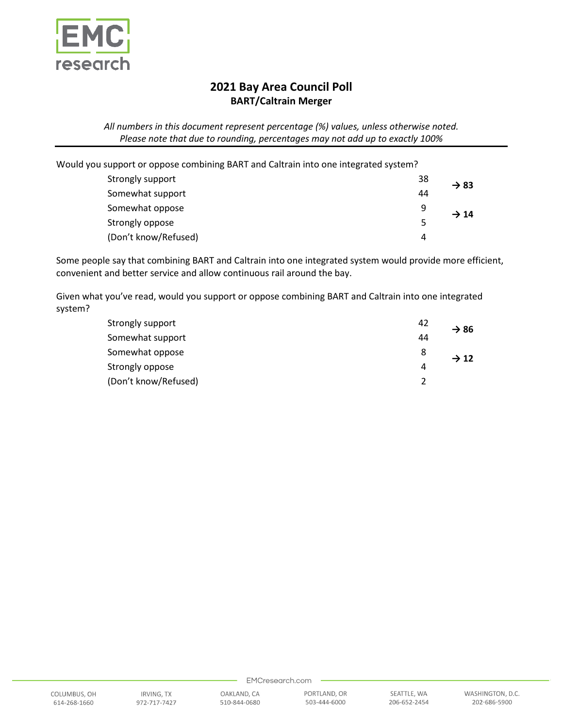# 2021 Bay Area Council Poll

## BART/Caltrain Merger

*All numbers in this document represent percentage (%) values, unless otherwise noted.*
*Please note that due to rounding, percentages may not add up to exactly 100%*

---

Would you support or oppose combining BART and Caltrain into one integrated system?

| Response | % | |
|---|---|---|
| Strongly support | 38 | **→ 83** |
| Somewhat support | 44 | |
| Somewhat oppose | 9 | **→ 14** |
| Strongly oppose | 5 | |
| (Don't know/Refused) | 4 | |

Some people say that combining BART and Caltrain into one integrated system would provide more efficient, convenient and better service and allow continuous rail around the bay.

Given what you've read, would you support or oppose combining BART and Caltrain into one integrated system?

| Response | % | |
|---|---|---|
| Strongly support | 42 | **→ 86** |
| Somewhat support | 44 | |
| Somewhat oppose | 8 | **→ 12** |
| Strongly oppose | 4 | |
| (Don't know/Refused) | 2 | |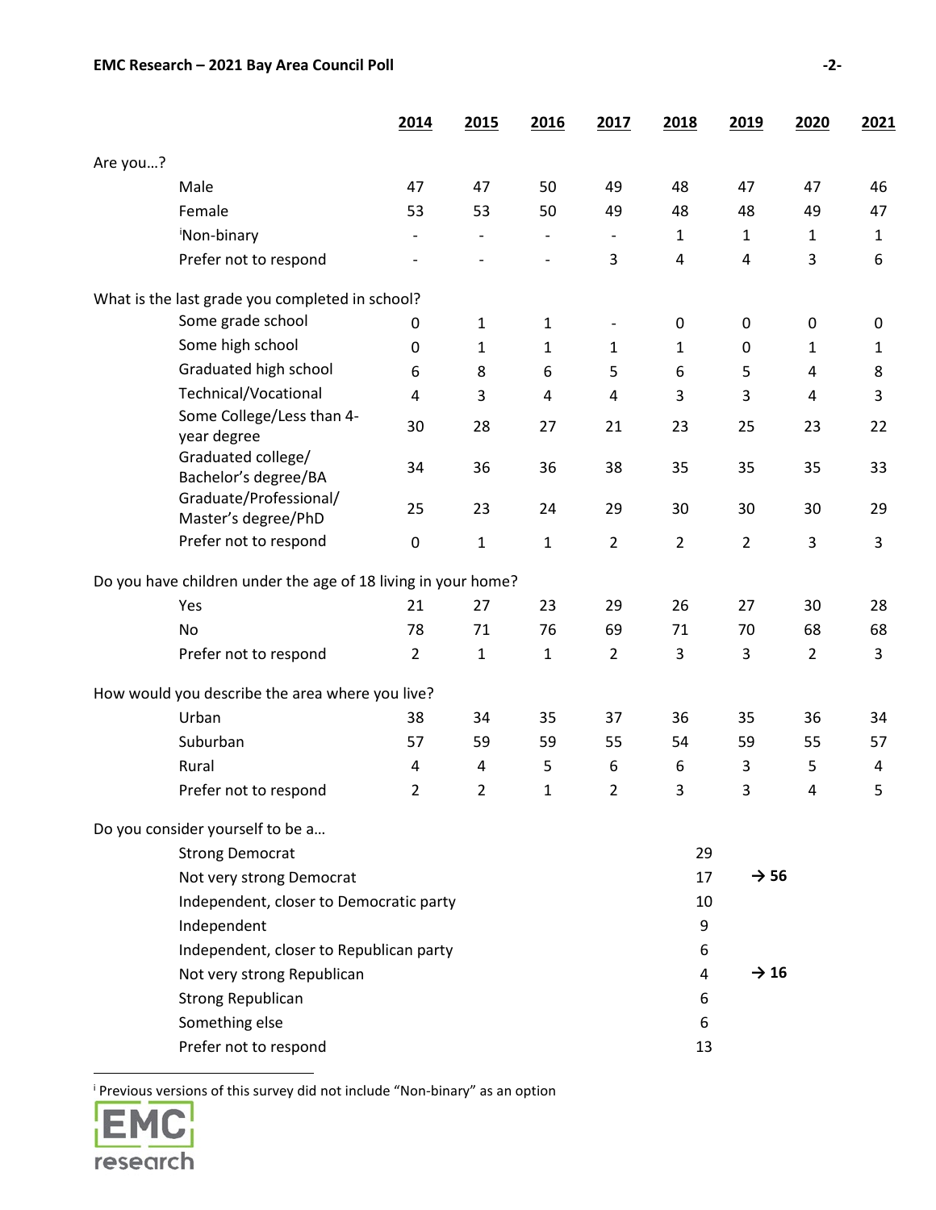| | 2014 | 2015 | 2016 | 2017 | 2018 | 2019 | 2020 | 2021 |
|---|---|---|---|---|---|---|---|---|
| **Are you…?** | | | | | | | | |
| Male | 47 | 47 | 50 | 49 | 48 | 47 | 47 | 46 |
| Female | 53 | 53 | 50 | 49 | 48 | 48 | 49 | 47 |
| [i]Non-binary | - | - | - | - | 1 | 1 | 1 | 1 |
| Prefer not to respond | - | - | - | 3 | 4 | 4 | 3 | 6 |
| **What is the last grade you completed in school?** | | | | | | | | |
| Some grade school | 0 | 1 | 1 | - | 0 | 0 | 0 | 0 |
| Some high school | 0 | 1 | 1 | 1 | 1 | 0 | 1 | 1 |
| Graduated high school | 6 | 8 | 6 | 5 | 6 | 5 | 4 | 8 |
| Technical/Vocational | 4 | 3 | 4 | 4 | 3 | 3 | 4 | 3 |
| Some College/Less than 4-year degree | 30 | 28 | 27 | 21 | 23 | 25 | 23 | 22 |
| Graduated college/ Bachelor's degree/BA | 34 | 36 | 36 | 38 | 35 | 35 | 35 | 33 |
| Graduate/Professional/ Master's degree/PhD | 25 | 23 | 24 | 29 | 30 | 30 | 30 | 29 |
| Prefer not to respond | 0 | 1 | 1 | 2 | 2 | 2 | 3 | 3 |
| **Do you have children under the age of 18 living in your home?** | | | | | | | | |
| Yes | 21 | 27 | 23 | 29 | 26 | 27 | 30 | 28 |
| No | 78 | 71 | 76 | 69 | 71 | 70 | 68 | 68 |
| Prefer not to respond | 2 | 1 | 1 | 2 | 3 | 3 | 2 | 3 |
| **How would you describe the area where you live?** | | | | | | | | |
| Urban | 38 | 34 | 35 | 37 | 36 | 35 | 36 | 34 |
| Suburban | 57 | 59 | 59 | 55 | 54 | 59 | 55 | 57 |
| Rural | 4 | 4 | 5 | 6 | 6 | 3 | 5 | 4 |
| Prefer not to respond | 2 | 2 | 1 | 2 | 3 | 3 | 4 | 5 |

**Do you consider yourself to be a…**

| | | |
|---|---|---|
| Strong Democrat | 29 | |
| Not very strong Democrat | 17 | → **56** |
| Independent, closer to Democratic party | 10 | |
| Independent | 9 | |
| Independent, closer to Republican party | 6 | |
| Not very strong Republican | 4 | → **16** |
| Strong Republican | 6 | |
| Something else | 6 | |
| Prefer not to respond | 13 | |

[i] Previous versions of this survey did not include "Non-binary" as an option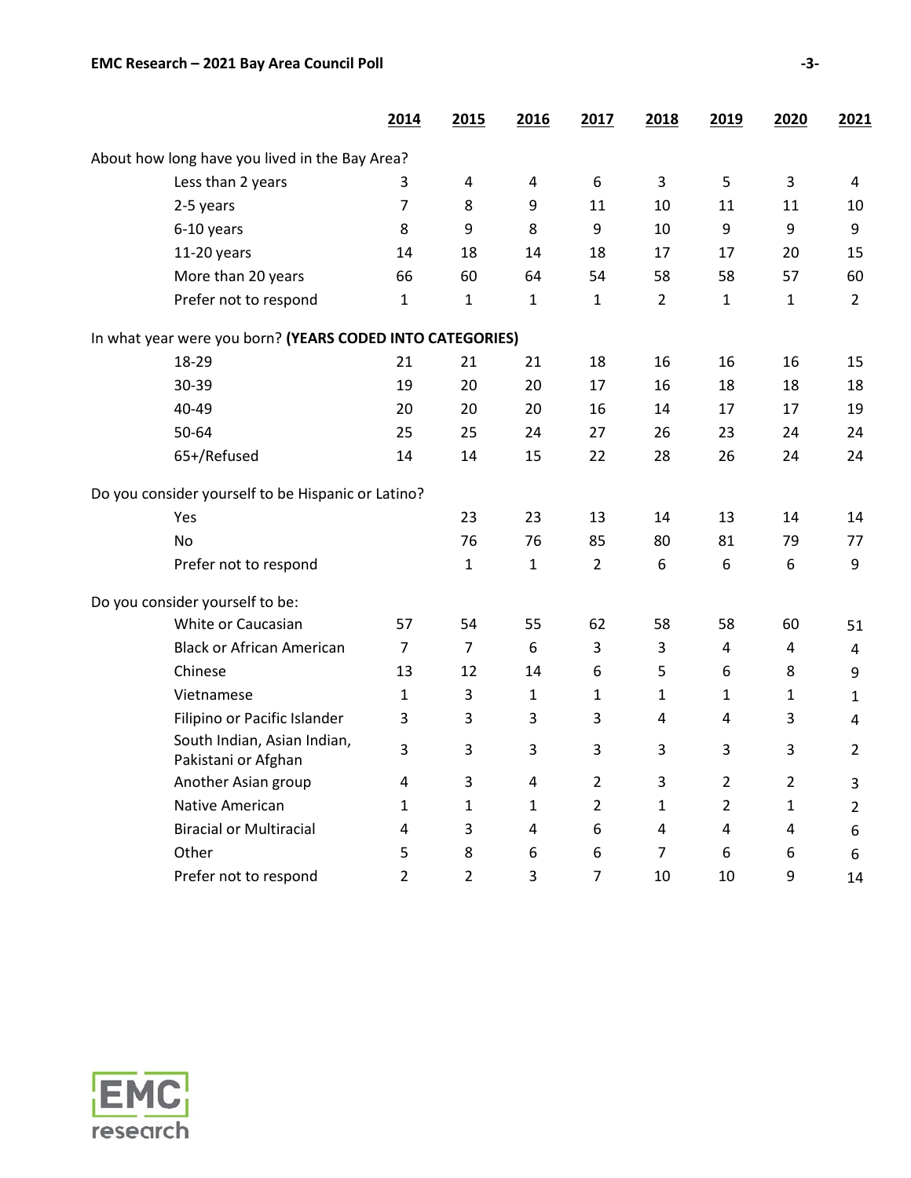| | 2014 | 2015 | 2016 | 2017 | 2018 | 2019 | 2020 | 2021 |
|---|---|---|---|---|---|---|---|---|
| **About how long have you lived in the Bay Area?** | | | | | | | | |
| Less than 2 years | 3 | 4 | 4 | 6 | 3 | 5 | 3 | 4 |
| 2-5 years | 7 | 8 | 9 | 11 | 10 | 11 | 11 | 10 |
| 6-10 years | 8 | 9 | 8 | 9 | 10 | 9 | 9 | 9 |
| 11-20 years | 14 | 18 | 14 | 18 | 17 | 17 | 20 | 15 |
| More than 20 years | 66 | 60 | 64 | 54 | 58 | 58 | 57 | 60 |
| Prefer not to respond | 1 | 1 | 1 | 1 | 2 | 1 | 1 | 2 |
| **In what year were you born? (YEARS CODED INTO CATEGORIES)** | | | | | | | | |
| 18-29 | 21 | 21 | 21 | 18 | 16 | 16 | 16 | 15 |
| 30-39 | 19 | 20 | 20 | 17 | 16 | 18 | 18 | 18 |
| 40-49 | 20 | 20 | 20 | 16 | 14 | 17 | 17 | 19 |
| 50-64 | 25 | 25 | 24 | 27 | 26 | 23 | 24 | 24 |
| 65+/Refused | 14 | 14 | 15 | 22 | 28 | 26 | 24 | 24 |
| **Do you consider yourself to be Hispanic or Latino?** | | | | | | | | |
| Yes | | 23 | 23 | 13 | 14 | 13 | 14 | 14 |
| No | | 76 | 76 | 85 | 80 | 81 | 79 | 77 |
| Prefer not to respond | | 1 | 1 | 2 | 6 | 6 | 6 | 9 |
| **Do you consider yourself to be:** | | | | | | | | |
| White or Caucasian | 57 | 54 | 55 | 62 | 58 | 58 | 60 | 51 |
| Black or African American | 7 | 7 | 6 | 3 | 3 | 4 | 4 | 4 |
| Chinese | 13 | 12 | 14 | 6 | 5 | 6 | 8 | 9 |
| Vietnamese | 1 | 3 | 1 | 1 | 1 | 1 | 1 | 1 |
| Filipino or Pacific Islander | 3 | 3 | 3 | 3 | 4 | 4 | 3 | 4 |
| South Indian, Asian Indian, Pakistani or Afghan | 3 | 3 | 3 | 3 | 3 | 3 | 3 | 2 |
| Another Asian group | 4 | 3 | 4 | 2 | 3 | 2 | 2 | 3 |
| Native American | 1 | 1 | 1 | 2 | 1 | 2 | 1 | 2 |
| Biracial or Multiracial | 4 | 3 | 4 | 6 | 4 | 4 | 4 | 6 |
| Other | 5 | 8 | 6 | 6 | 7 | 6 | 6 | 6 |
| Prefer not to respond | 2 | 2 | 3 | 7 | 10 | 10 | 9 | 14 |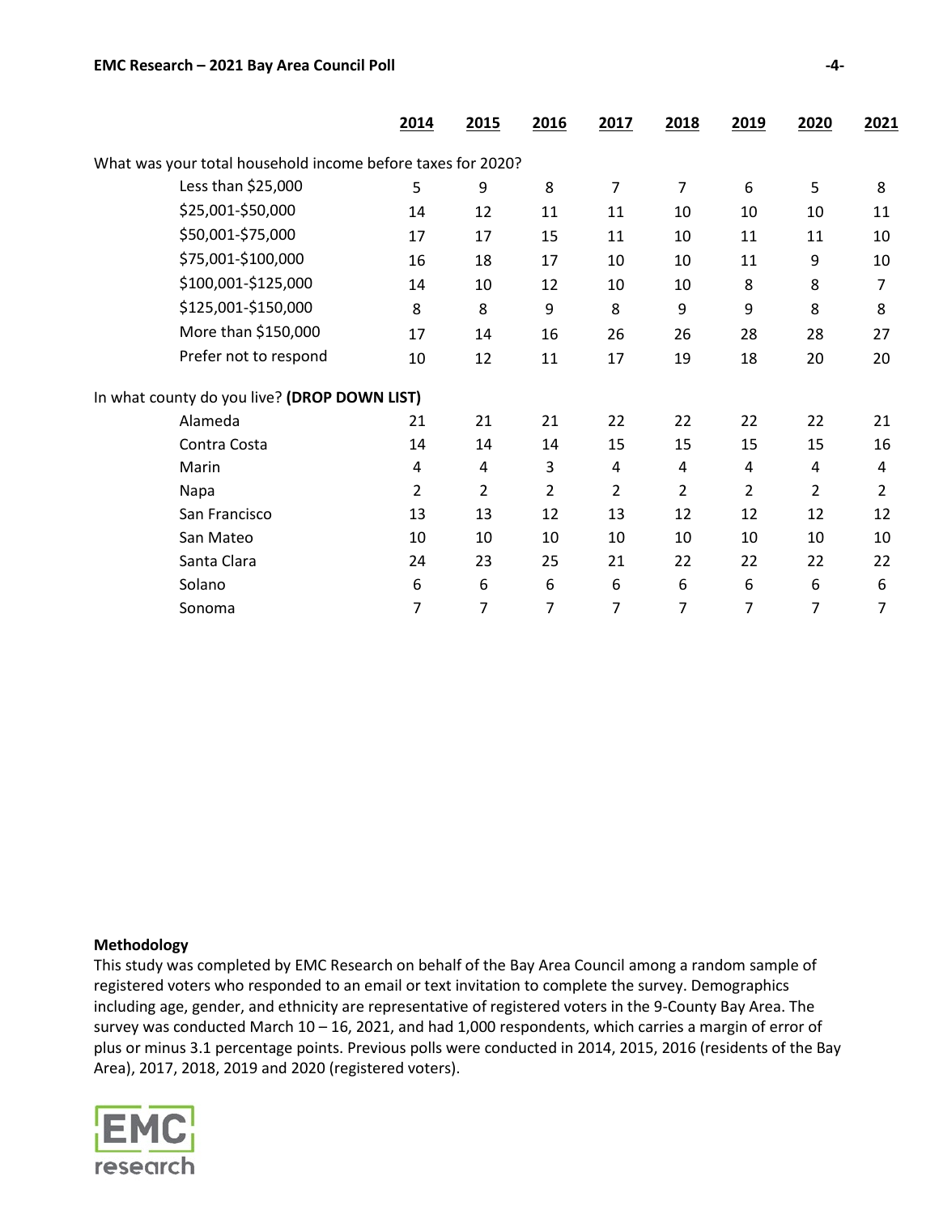| | 2014 | 2015 | 2016 | 2017 | 2018 | 2019 | 2020 | 2021 |
|---|---|---|---|---|---|---|---|---|
| What was your total household income before taxes for 2020? | | | | | | | | |
| Less than $25,000 | 5 | 9 | 8 | 7 | 7 | 6 | 5 | 8 |
| $25,001-$50,000 | 14 | 12 | 11 | 11 | 10 | 10 | 10 | 11 |
| $50,001-$75,000 | 17 | 17 | 15 | 11 | 10 | 11 | 11 | 10 |
| $75,001-$100,000 | 16 | 18 | 17 | 10 | 10 | 11 | 9 | 10 |
| $100,001-$125,000 | 14 | 10 | 12 | 10 | 10 | 8 | 8 | 7 |
| $125,001-$150,000 | 8 | 8 | 9 | 8 | 9 | 9 | 8 | 8 |
| More than $150,000 | 17 | 14 | 16 | 26 | 26 | 28 | 28 | 27 |
| Prefer not to respond | 10 | 12 | 11 | 17 | 19 | 18 | 20 | 20 |
| In what county do you live? **(DROP DOWN LIST)** | | | | | | | | |
| Alameda | 21 | 21 | 21 | 22 | 22 | 22 | 22 | 21 |
| Contra Costa | 14 | 14 | 14 | 15 | 15 | 15 | 15 | 16 |
| Marin | 4 | 4 | 3 | 4 | 4 | 4 | 4 | 4 |
| Napa | 2 | 2 | 2 | 2 | 2 | 2 | 2 | 2 |
| San Francisco | 13 | 13 | 12 | 13 | 12 | 12 | 12 | 12 |
| San Mateo | 10 | 10 | 10 | 10 | 10 | 10 | 10 | 10 |
| Santa Clara | 24 | 23 | 25 | 21 | 22 | 22 | 22 | 22 |
| Solano | 6 | 6 | 6 | 6 | 6 | 6 | 6 | 6 |
| Sonoma | 7 | 7 | 7 | 7 | 7 | 7 | 7 | 7 |

**Methodology**

This study was completed by EMC Research on behalf of the Bay Area Council among a random sample of registered voters who responded to an email or text invitation to complete the survey. Demographics including age, gender, and ethnicity are representative of registered voters in the 9-County Bay Area. The survey was conducted March 10 – 16, 2021, and had 1,000 respondents, which carries a margin of error of plus or minus 3.1 percentage points. Previous polls were conducted in 2014, 2015, 2016 (residents of the Bay Area), 2017, 2018, 2019 and 2020 (registered voters).

EMC research